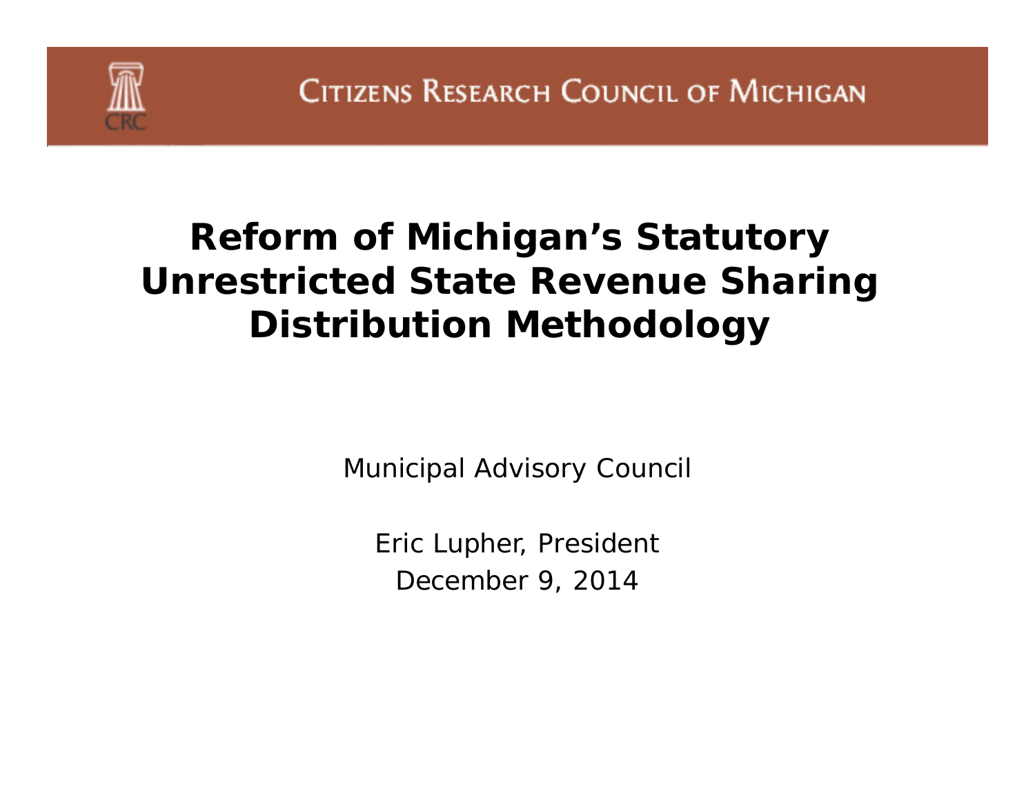Citizens Research Council of Michigan

# Reform of Michigan's Statutory Unrestricted State Revenue Sharing Distribution Methodology

Municipal Advisory Council

Eric Lupher, President

December 9, 2014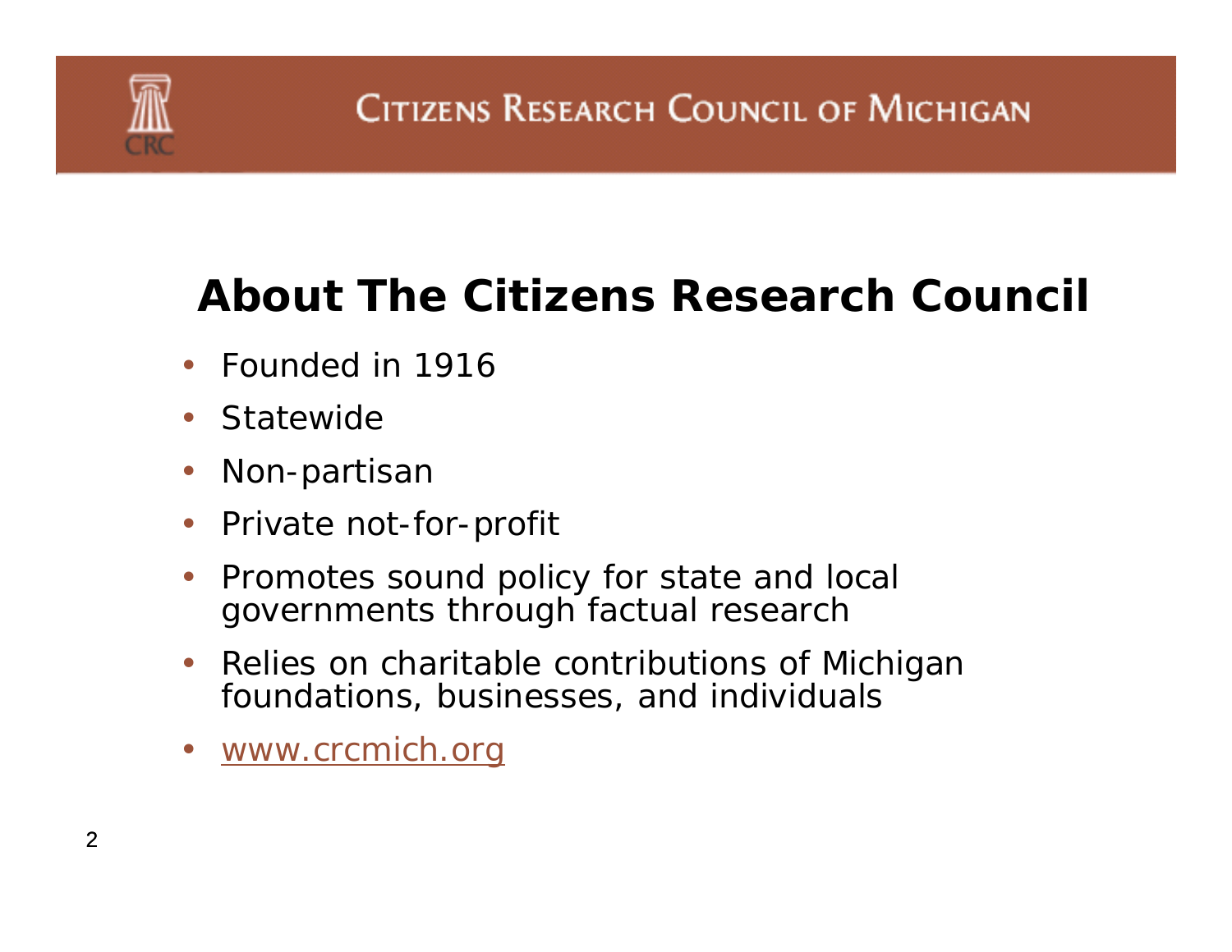# About The Citizens Research Council

- Founded in 1916
- Statewide
- Non-partisan
- Private not-for-profit
- Promotes sound policy for state and local governments through factual research
- Relies on charitable contributions of Michigan foundations, businesses, and individuals
- www.crcmich.org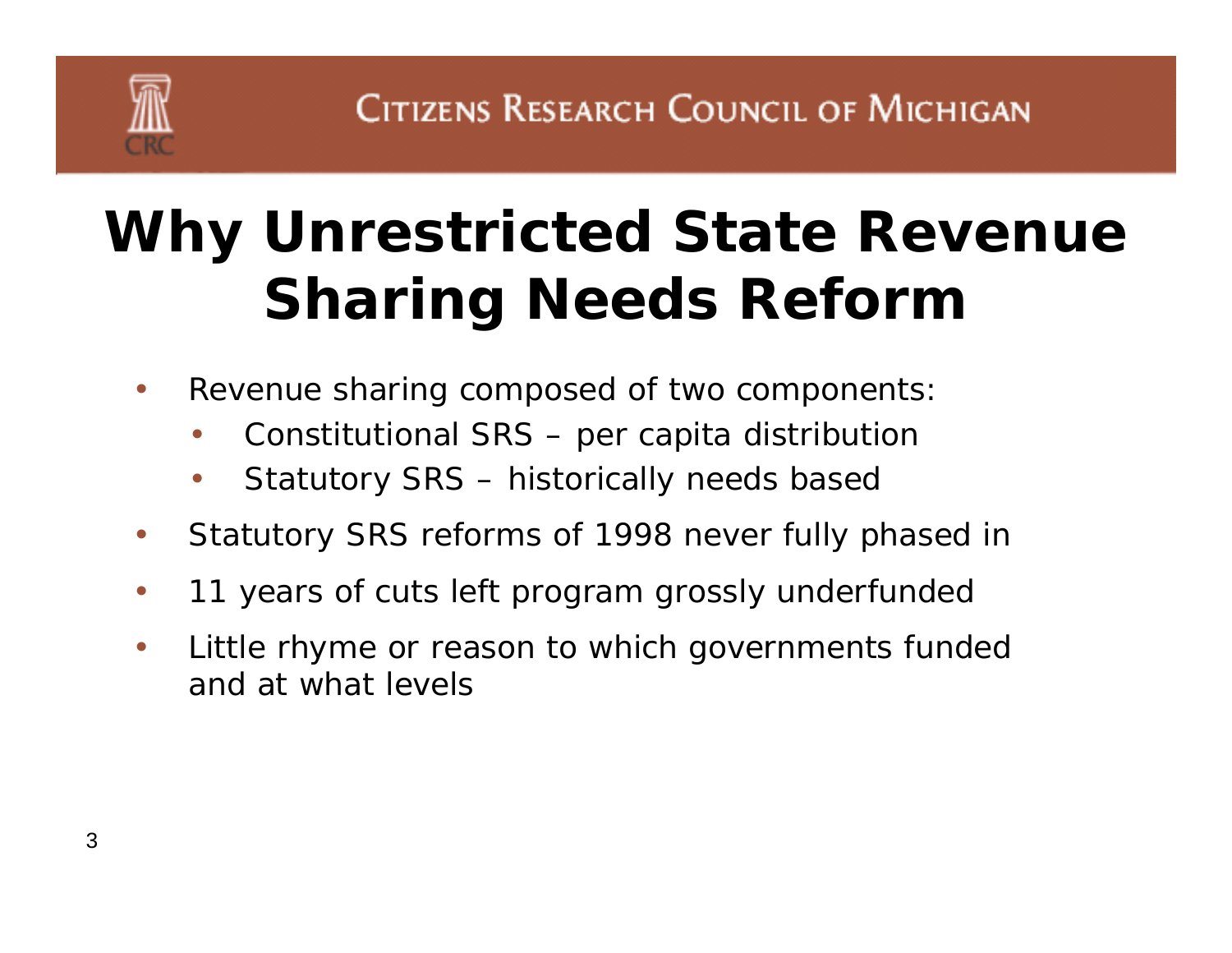# Why Unrestricted State Revenue Sharing Needs Reform

- Revenue sharing composed of two components:
  - Constitutional SRS – per capita distribution
  - Statutory SRS – historically needs based
- Statutory SRS reforms of 1998 never fully phased in
- 11 years of cuts left program grossly underfunded
- Little rhyme or reason to which governments funded and at what levels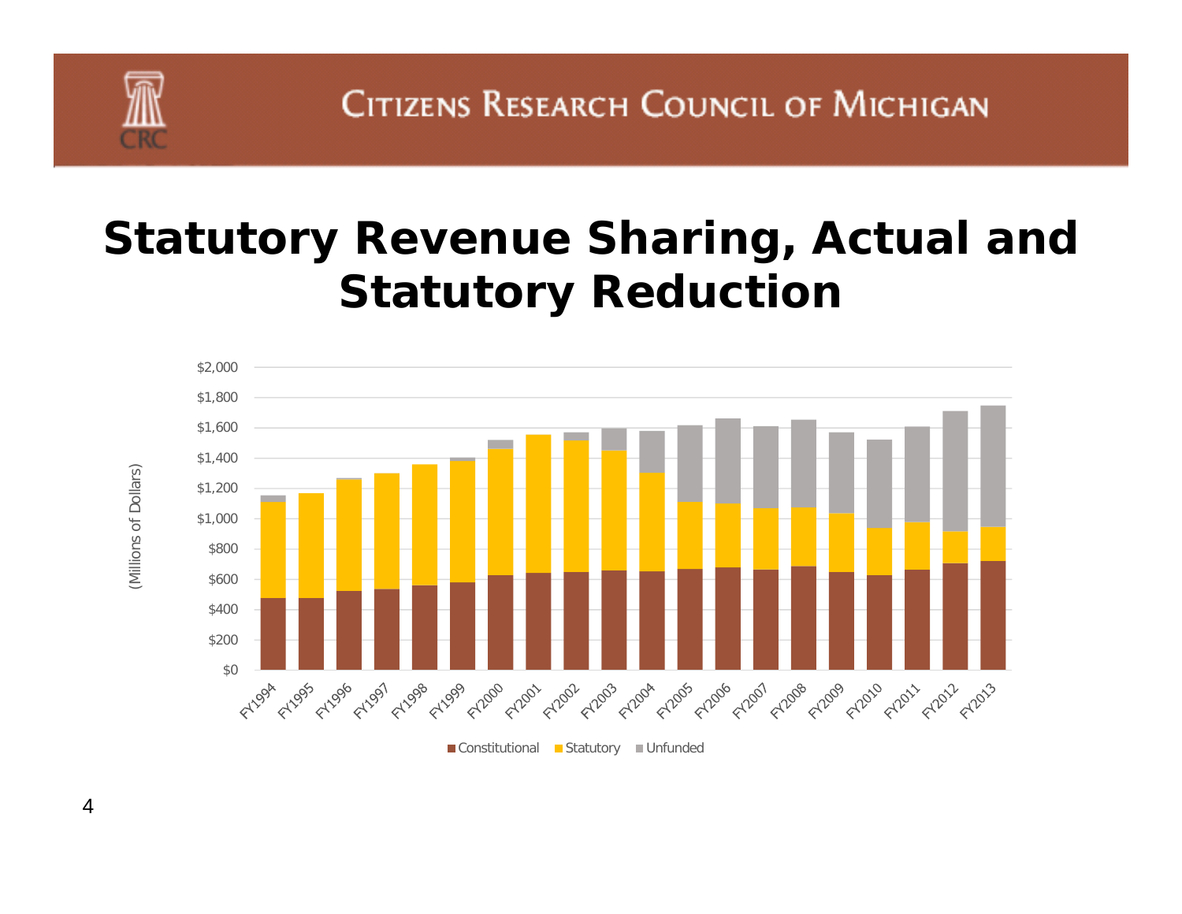# Statutory Revenue Sharing, Actual and Statutory Reduction

(Millions of Dollars)

$2,000
$1,800
$1,600
$1,400
$1,200
$1,000
$800
$600
$400
$200
$0

FY1994 FY1995 FY1996 FY1997 FY1998 FY1999 FY2000 FY2001 FY2002 FY2003 FY2004 FY2005 FY2006 FY2007 FY2008 FY2009 FY2010 FY2011 FY2012 FY2013

Constitutional | Statutory | Unfunded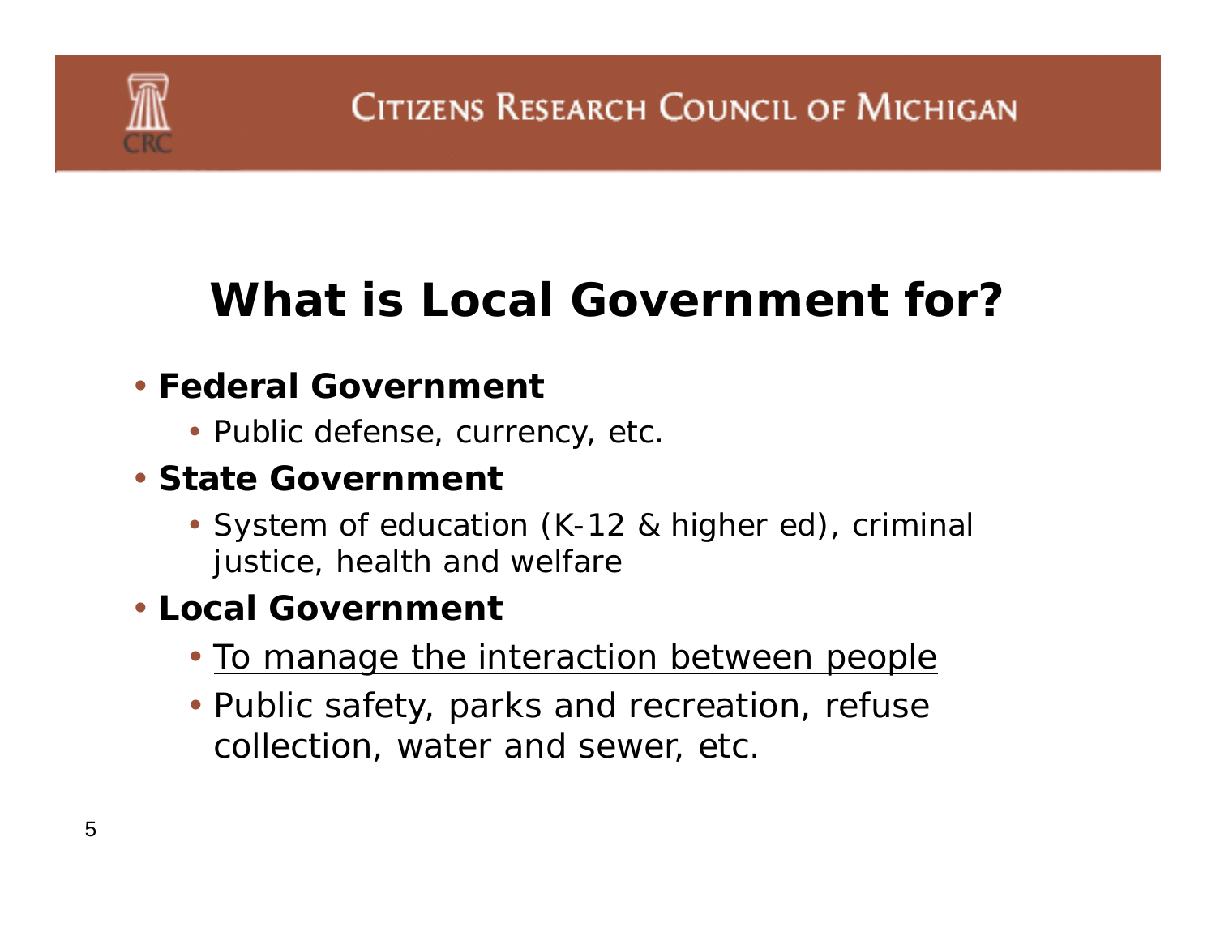# What is Local Government for?

- **Federal Government**
  - Public defense, currency, etc.
- **State Government**
  - System of education (K-12 & higher ed), criminal justice, health and welfare
- **Local Government**
  - <u>To manage the interaction between people</u>
  - Public safety, parks and recreation, refuse collection, water and sewer, etc.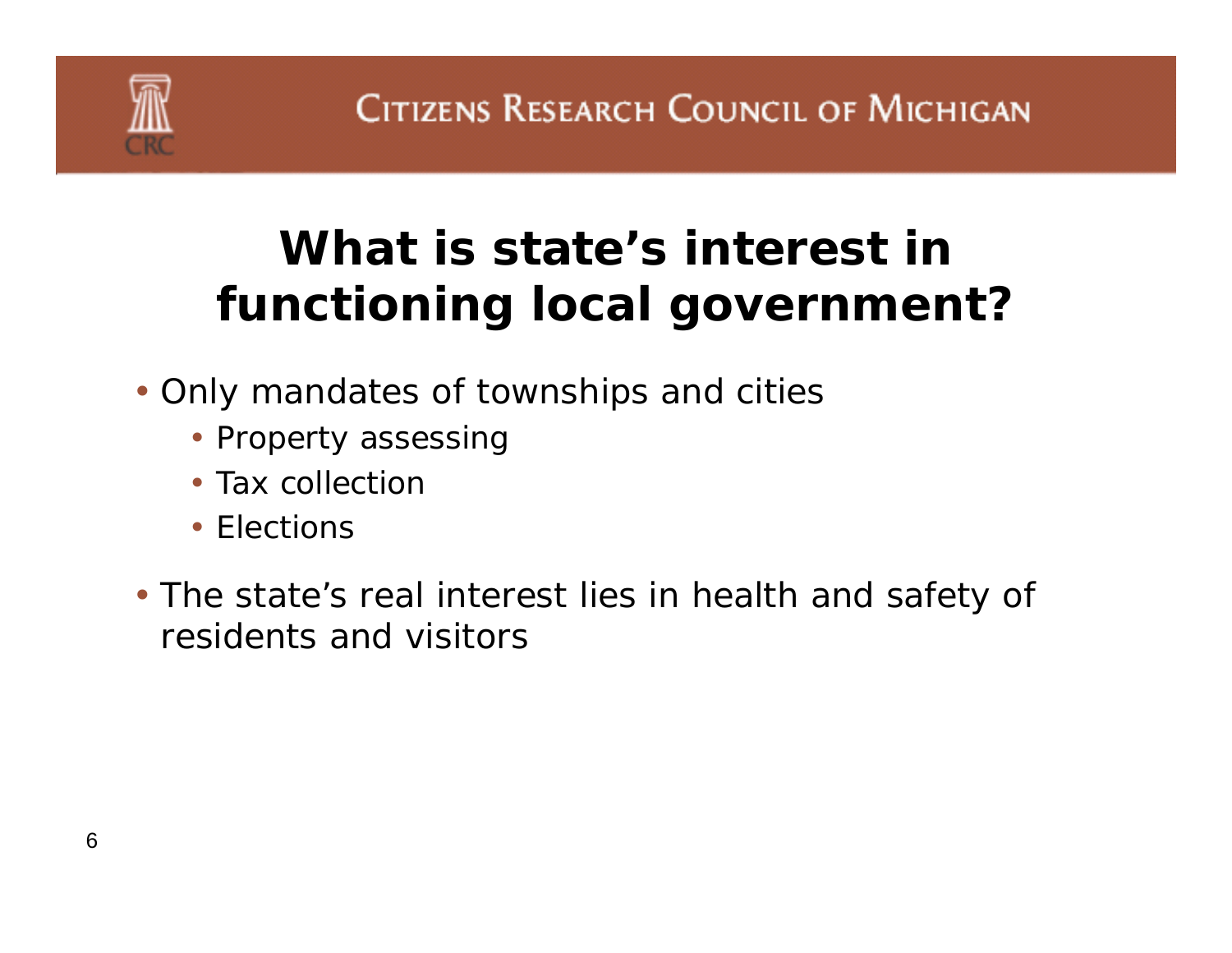# What is state's interest in functioning local government?

- Only mandates of townships and cities
  - Property assessing
  - Tax collection
  - Elections
- The state's real interest lies in health and safety of residents and visitors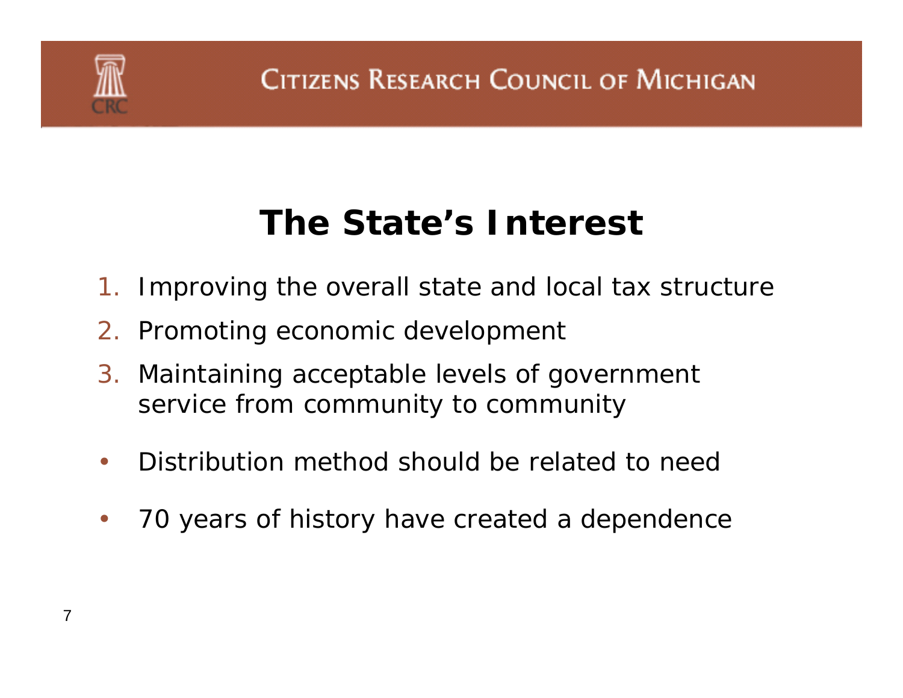# The State's Interest

1. Improving the overall state and local tax structure
2. Promoting economic development
3. Maintaining acceptable levels of government service from community to community

- Distribution method should be related to need
- 70 years of history have created a dependence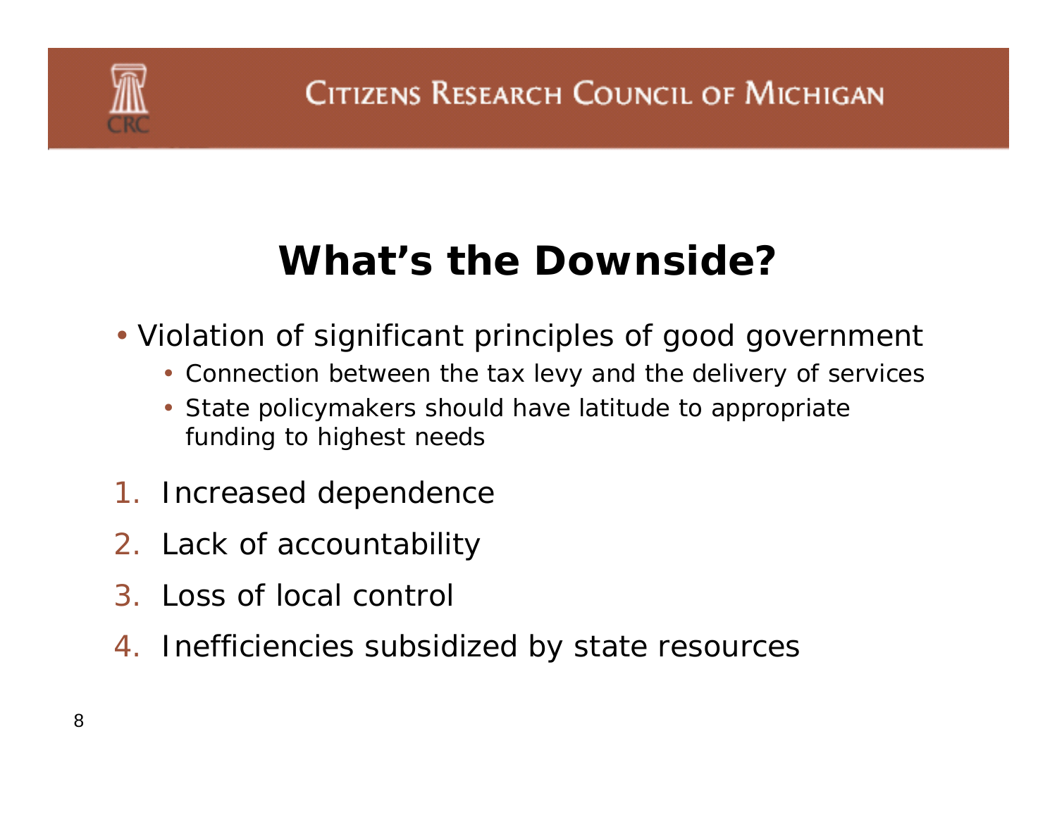# What's the Downside?

- Violation of significant principles of good government
  - Connection between the tax levy and the delivery of services
  - State policymakers should have latitude to appropriate funding to highest needs

1. Increased dependence
2. Lack of accountability
3. Loss of local control
4. Inefficiencies subsidized by state resources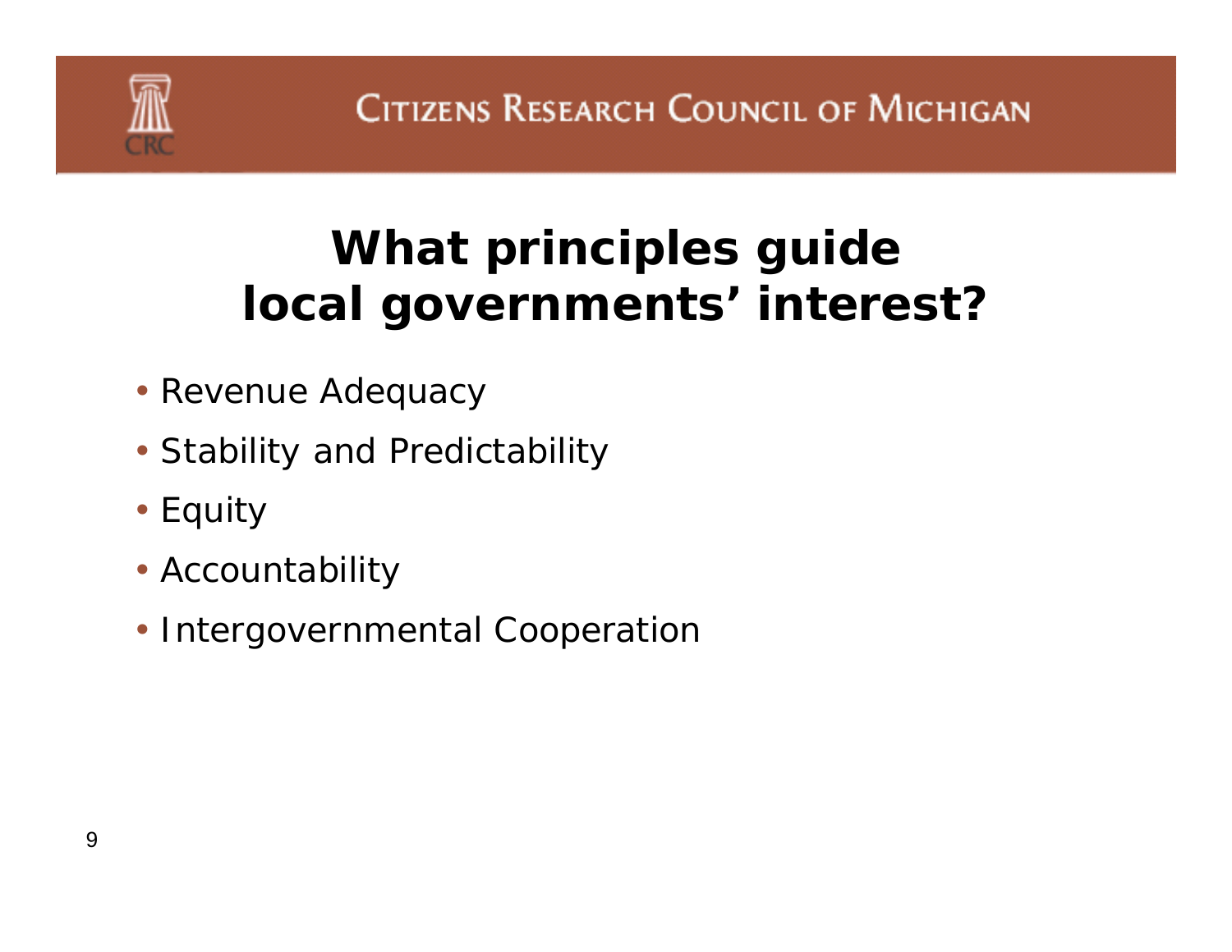# What principles guide local governments' interest?

- Revenue Adequacy
- Stability and Predictability
- Equity
- Accountability
- Intergovernmental Cooperation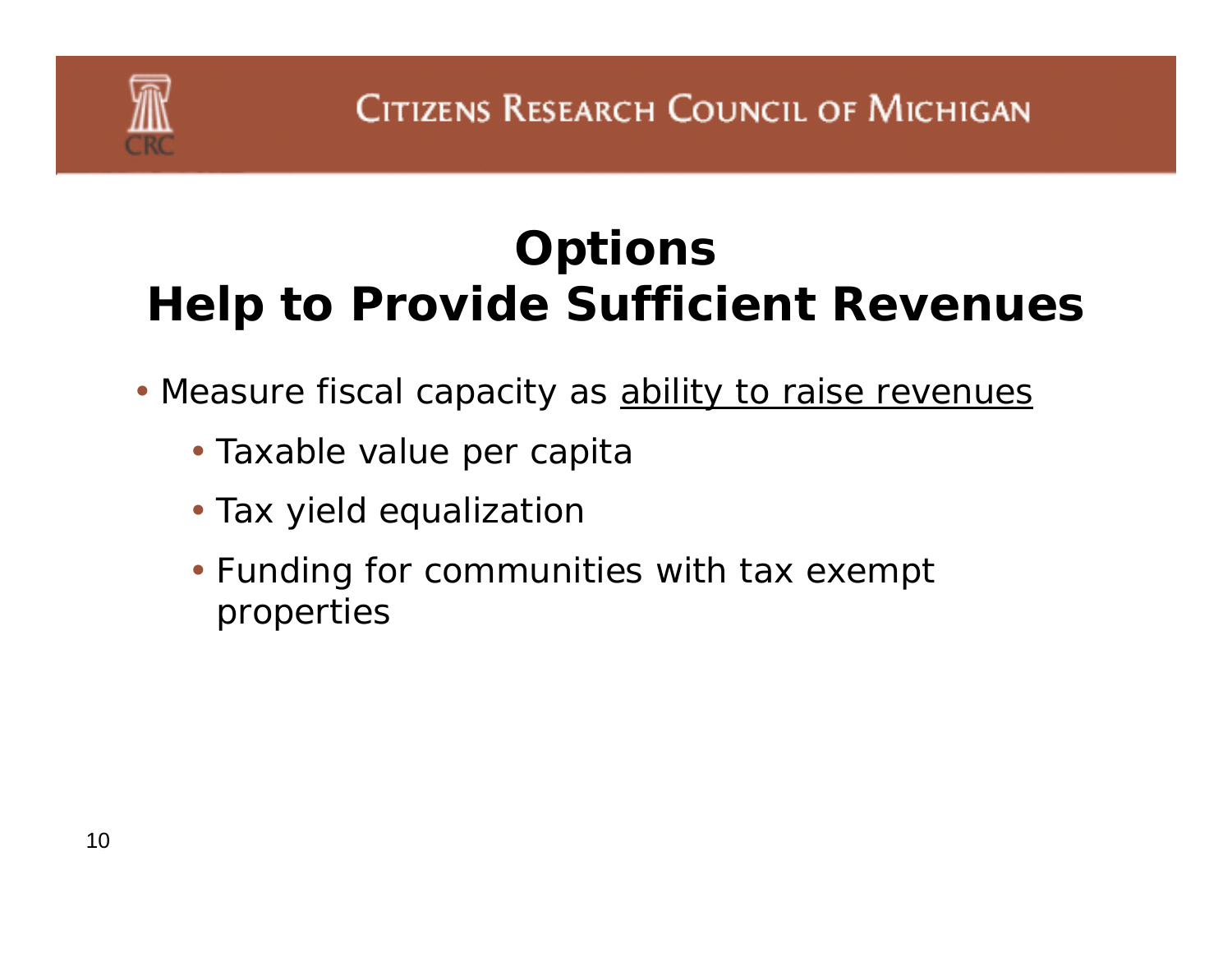# Options
## Help to Provide Sufficient Revenues

- Measure fiscal capacity as <u>ability to raise revenues</u>
  - Taxable value per capita
  - Tax yield equalization
  - Funding for communities with tax exempt properties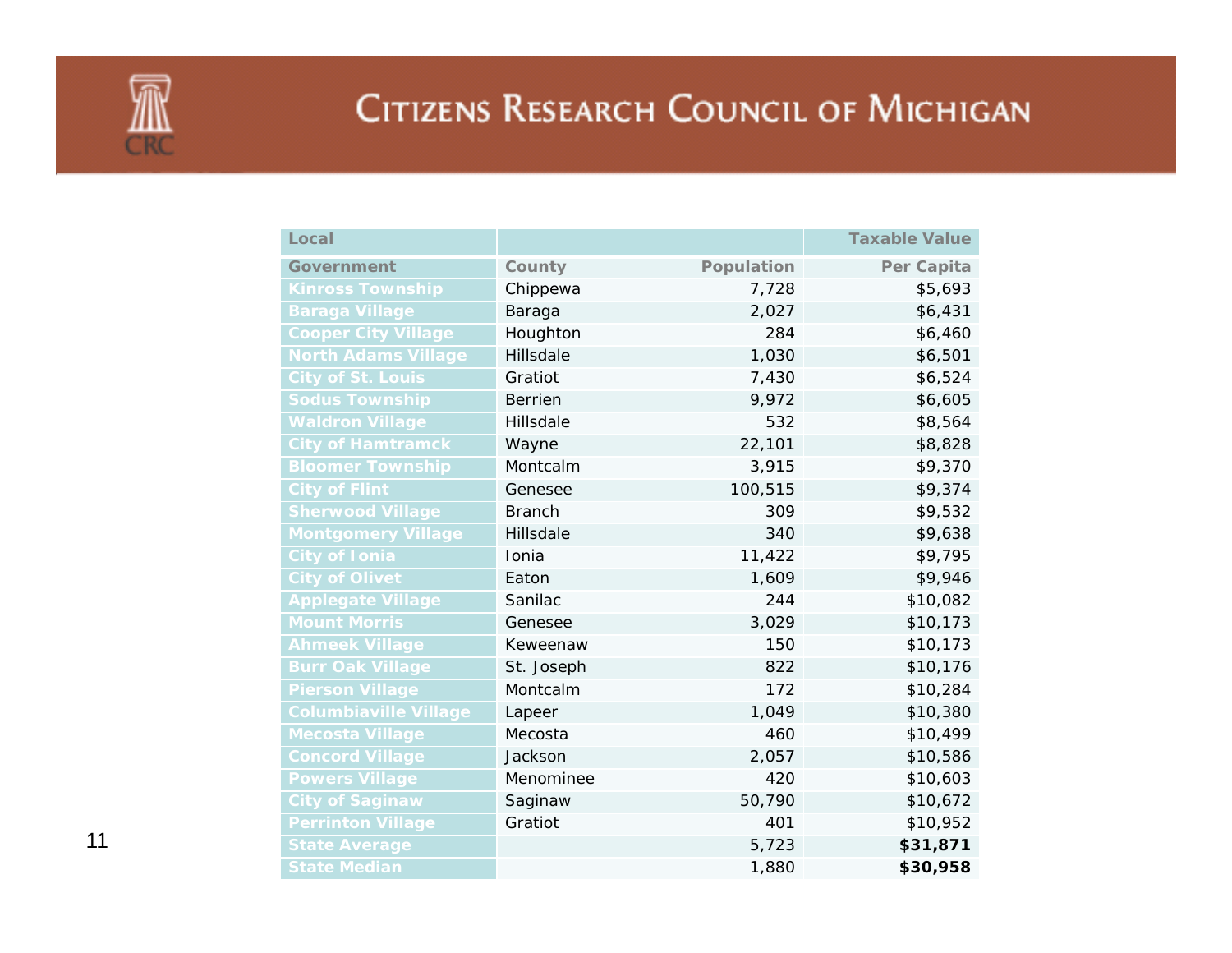| Local Government | County | Population | Taxable Value Per Capita |
|---|---|---|---|
| Kinross Township | Chippewa | 7,728 | $5,693 |
| Baraga Village | Baraga | 2,027 | $6,431 |
| Cooper City Village | Houghton | 284 | $6,460 |
| North Adams Village | Hillsdale | 1,030 | $6,501 |
| City of St. Louis | Gratiot | 7,430 | $6,524 |
| Sodus Township | Berrien | 9,972 | $6,605 |
| Waldron Village | Hillsdale | 532 | $8,564 |
| City of Hamtramck | Wayne | 22,101 | $8,828 |
| Bloomer Township | Montcalm | 3,915 | $9,370 |
| City of Flint | Genesee | 100,515 | $9,374 |
| Sherwood Village | Branch | 309 | $9,532 |
| Montgomery Village | Hillsdale | 340 | $9,638 |
| City of Ionia | Ionia | 11,422 | $9,795 |
| City of Olivet | Eaton | 1,609 | $9,946 |
| Applegate Village | Sanilac | 244 | $10,082 |
| Mount Morris | Genesee | 3,029 | $10,173 |
| Ahmeek Village | Keweenaw | 150 | $10,173 |
| Burr Oak Village | St. Joseph | 822 | $10,176 |
| Pierson Village | Montcalm | 172 | $10,284 |
| Columbiaville Village | Lapeer | 1,049 | $10,380 |
| Mecosta Village | Mecosta | 460 | $10,499 |
| Concord Village | Jackson | 2,057 | $10,586 |
| Powers Village | Menominee | 420 | $10,603 |
| City of Saginaw | Saginaw | 50,790 | $10,672 |
| Perrinton Village | Gratiot | 401 | $10,952 |
| State Average | | 5,723 | **$31,871** |
| State Median | | 1,880 | **$30,958** |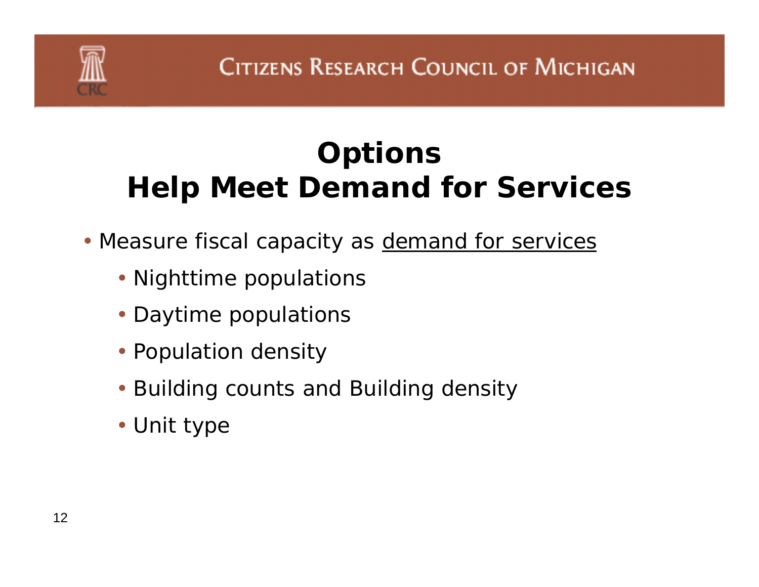# Options
# Help Meet Demand for Services

- Measure fiscal capacity as <u>demand for services</u>
  - Nighttime populations
  - Daytime populations
  - Population density
  - Building counts and Building density
  - Unit type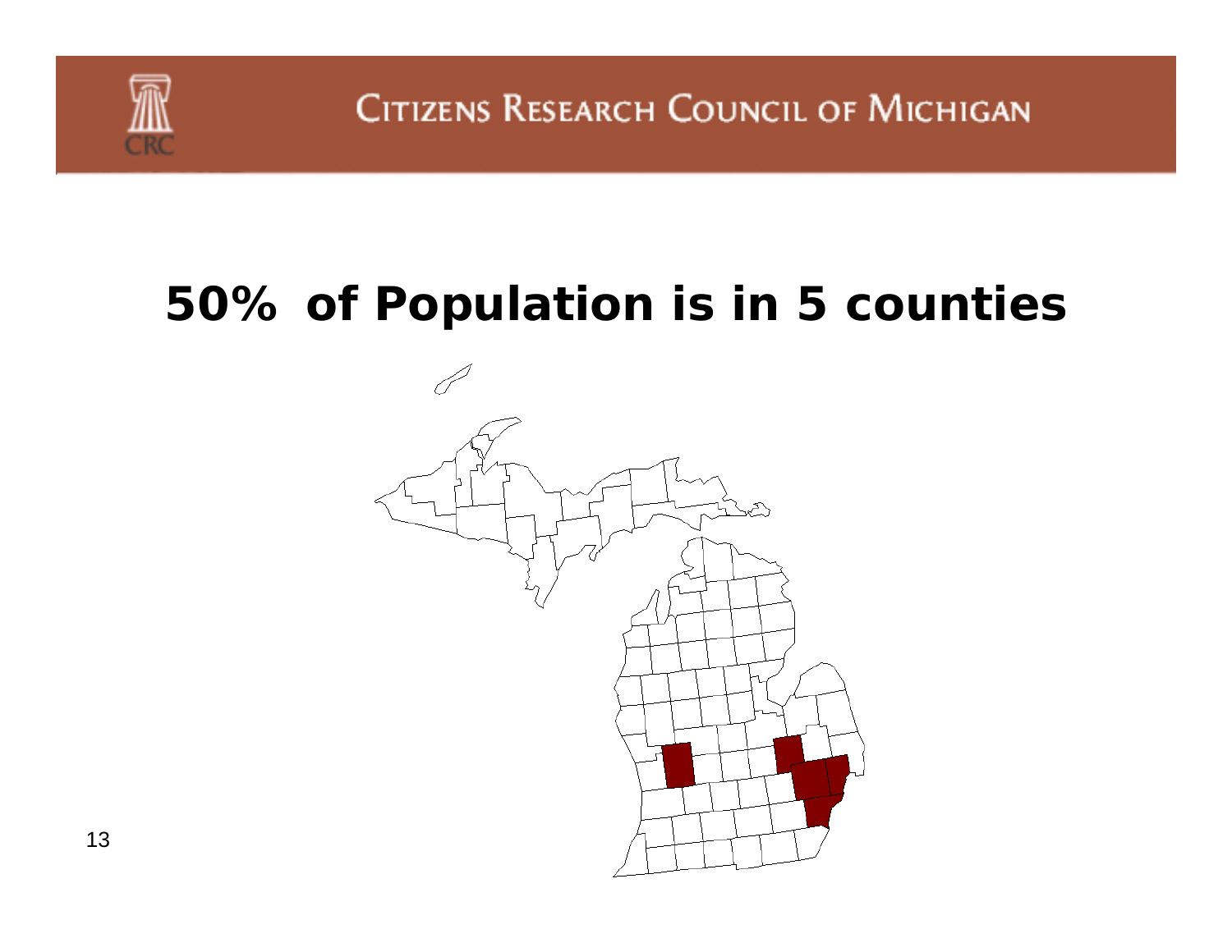# 50% of Population is in 5 counties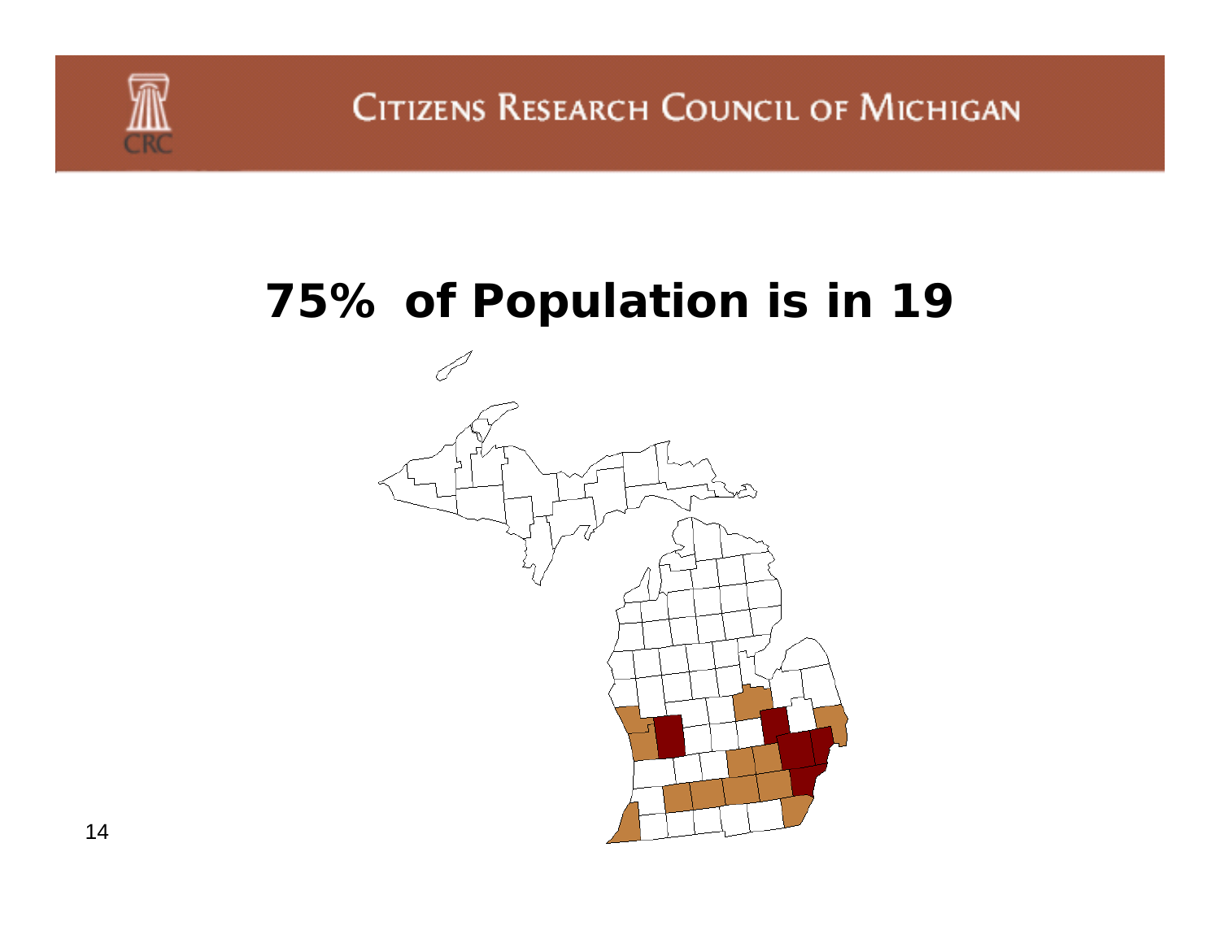# 75% of Population is in 19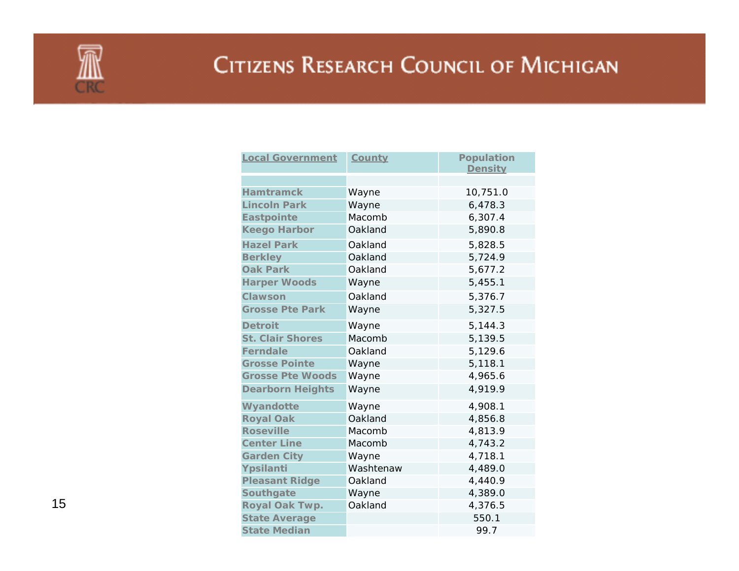# Citizens Research Council of Michigan

| Local Government | County | Population Density |
|---|---|---|
| | | |
| Hamtramck | Wayne | 10,751.0 |
| Lincoln Park | Wayne | 6,478.3 |
| Eastpointe | Macomb | 6,307.4 |
| Keego Harbor | Oakland | 5,890.8 |
| Hazel Park | Oakland | 5,828.5 |
| Berkley | Oakland | 5,724.9 |
| Oak Park | Oakland | 5,677.2 |
| Harper Woods | Wayne | 5,455.1 |
| Clawson | Oakland | 5,376.7 |
| Grosse Pte Park | Wayne | 5,327.5 |
| Detroit | Wayne | 5,144.3 |
| St. Clair Shores | Macomb | 5,139.5 |
| Ferndale | Oakland | 5,129.6 |
| Grosse Pointe | Wayne | 5,118.1 |
| Grosse Pte Woods | Wayne | 4,965.6 |
| Dearborn Heights | Wayne | 4,919.9 |
| Wyandotte | Wayne | 4,908.1 |
| Royal Oak | Oakland | 4,856.8 |
| Roseville | Macomb | 4,813.9 |
| Center Line | Macomb | 4,743.2 |
| Garden City | Wayne | 4,718.1 |
| Ypsilanti | Washtenaw | 4,489.0 |
| Pleasant Ridge | Oakland | 4,440.9 |
| Southgate | Wayne | 4,389.0 |
| Royal Oak Twp. | Oakland | 4,376.5 |
| State Average | | 550.1 |
| State Median | | 99.7 |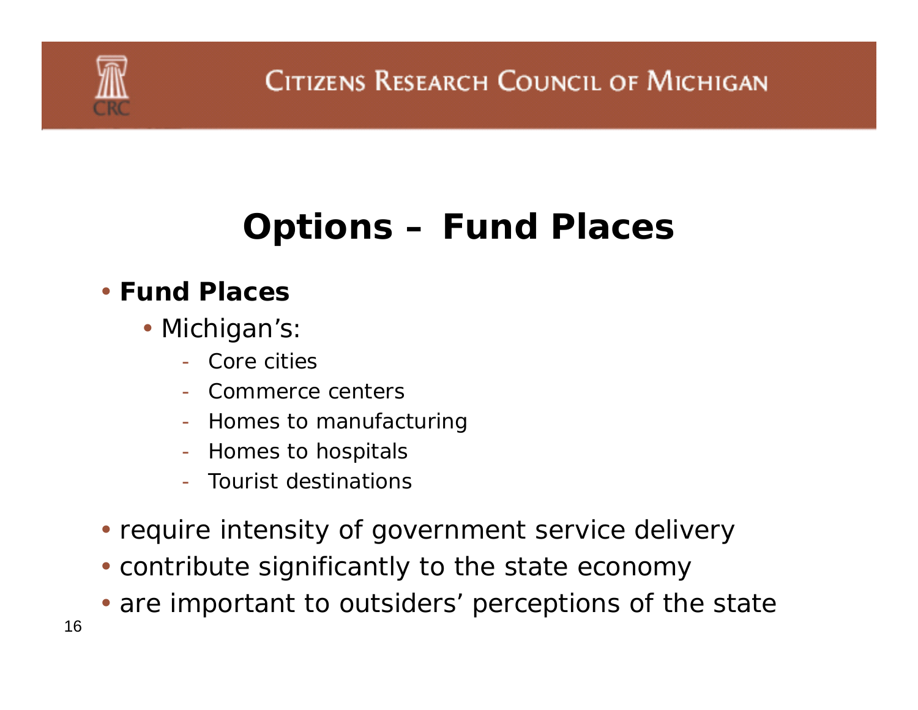# Options – Fund Places

- **Fund Places**
  - Michigan's:
    - Core cities
    - Commerce centers
    - Homes to manufacturing
    - Homes to hospitals
    - Tourist destinations
- require intensity of government service delivery
- contribute significantly to the state economy
- are important to outsiders' perceptions of the state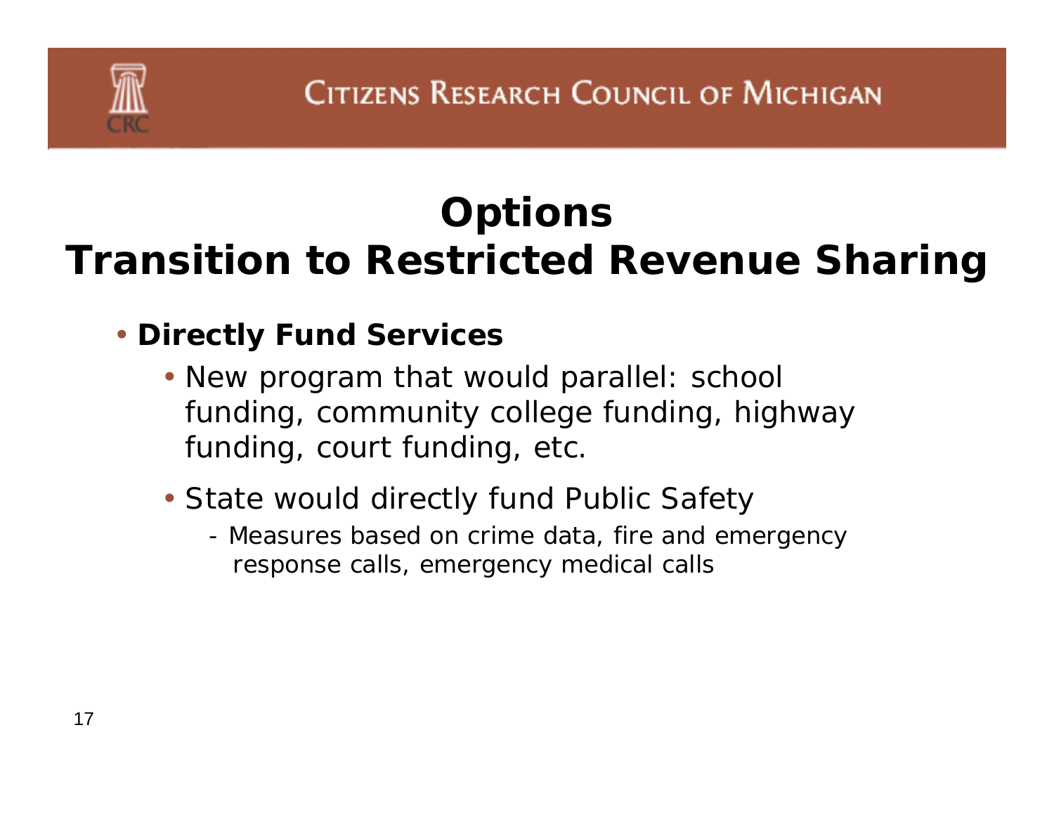# Options
# Transition to Restricted Revenue Sharing

- **Directly Fund Services**
  - New program that would parallel: school funding, community college funding, highway funding, court funding, etc.
  - State would directly fund Public Safety
    - Measures based on crime data, fire and emergency response calls, emergency medical calls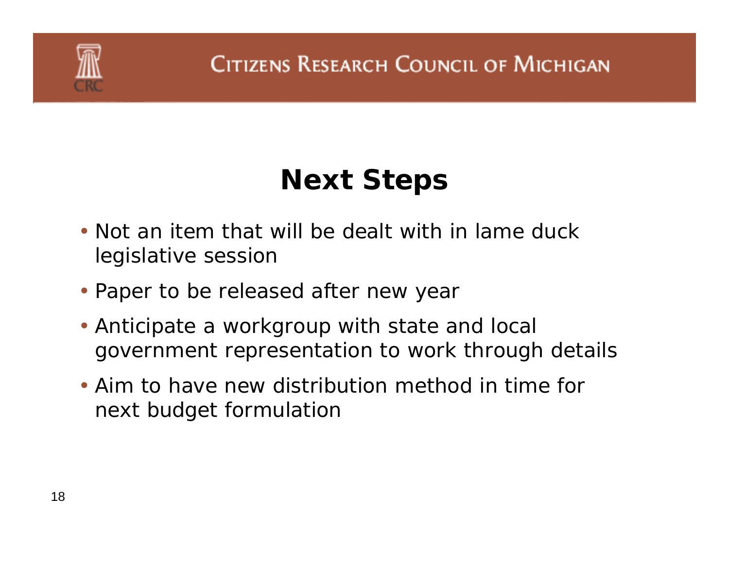# Next Steps

- Not an item that will be dealt with in lame duck legislative session
- Paper to be released after new year
- Anticipate a workgroup with state and local government representation to work through details
- Aim to have new distribution method in time for next budget formulation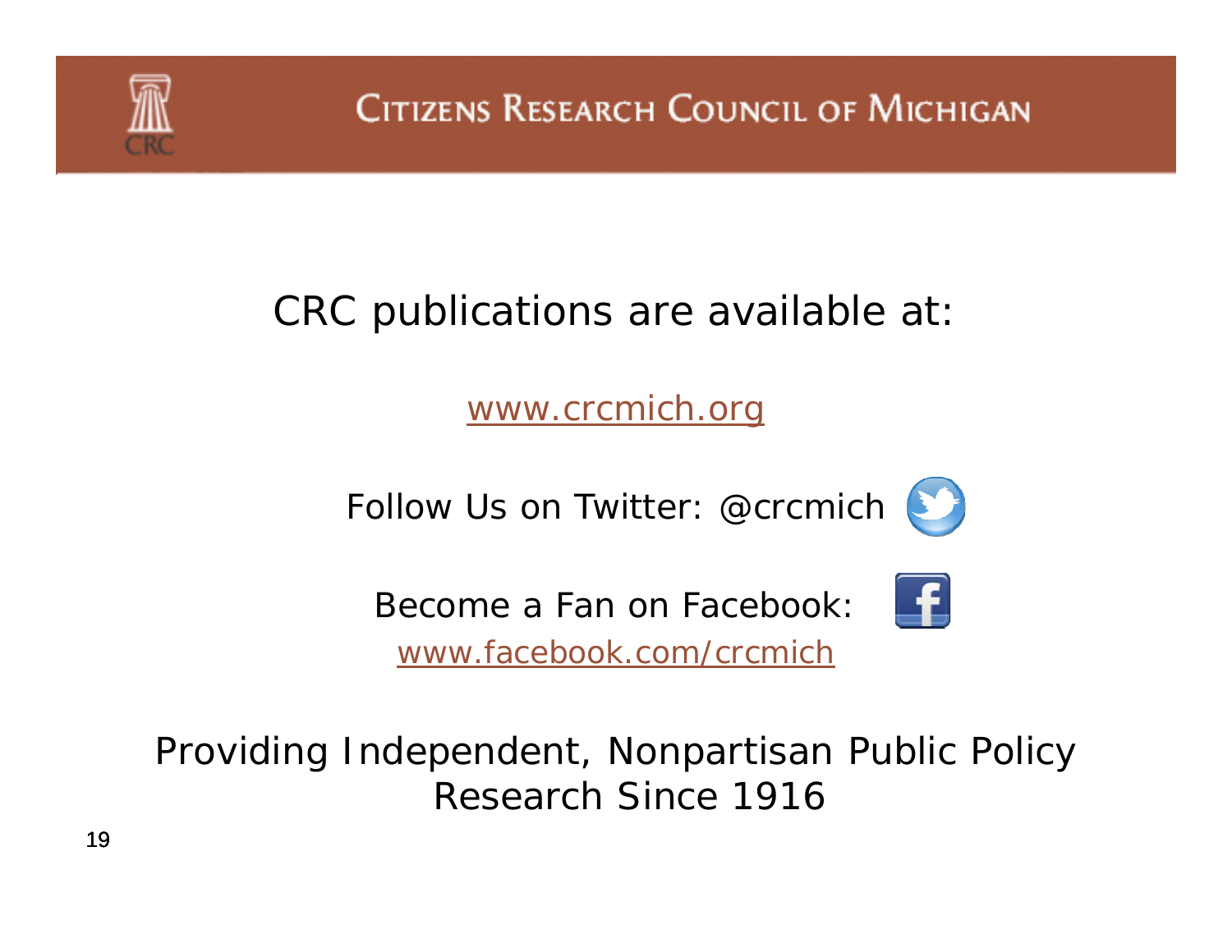# Citizens Research Council of Michigan

CRC publications are available at:

www.crcmich.org

Follow Us on Twitter: @crcmich

Become a Fan on Facebook:
www.facebook.com/crcmich

Providing Independent, Nonpartisan Public Policy Research Since 1916